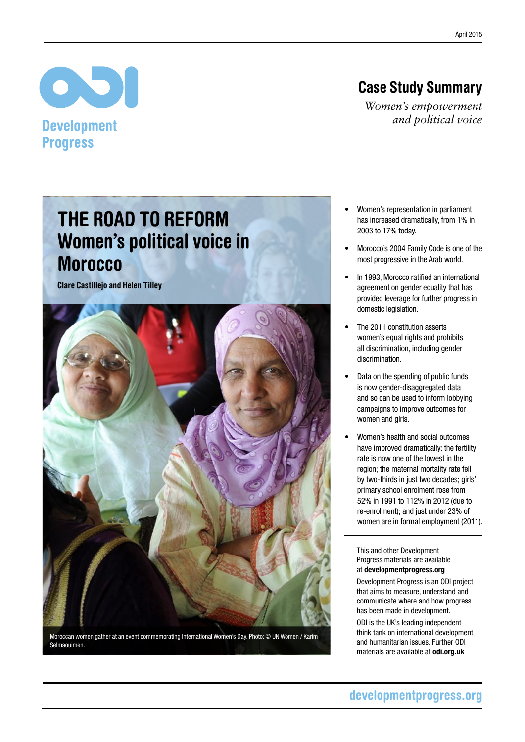April 2015

Development Progress

# Case Study Summary

*Women's empowerment and political voice*

# THE ROAD TO REFORM Women's political voice in Morocco

**Clare Castillejo and Helen Tilley**

Moroccan women gather at an event commemorating International Women's Day. Photo: © UN Women / Karim Selmaouimen.

- Women's representation in parliament has increased dramatically, from 1% in 2003 to 17% today.
- Morocco's 2004 Family Code is one of the most progressive in the Arab world.
- In 1993, Morocco ratified an international agreement on gender equality that has provided leverage for further progress in domestic legislation.
- The 2011 constitution asserts women's equal rights and prohibits all discrimination, including gender discrimination.
- Data on the spending of public funds is now gender-disaggregated data and so can be used to inform lobbying campaigns to improve outcomes for women and girls.
- Women's health and social outcomes have improved dramatically: the fertility rate is now one of the lowest in the region; the maternal mortality rate fell by two-thirds in just two decades; girls' primary school enrolment rose from 52% in 1991 to 112% in 2012 (due to re-enrolment); and just under 23% of women are in formal employment (2011).

This and other Development Progress materials are available at **developmentprogress.org**

Development Progress is an ODI project that aims to measure, understand and communicate where and how progress has been made in development.

ODI is the UK's leading independent think tank on international development and humanitarian issues. Further ODI materials are available at **odi.org.uk**

developmentprogress.org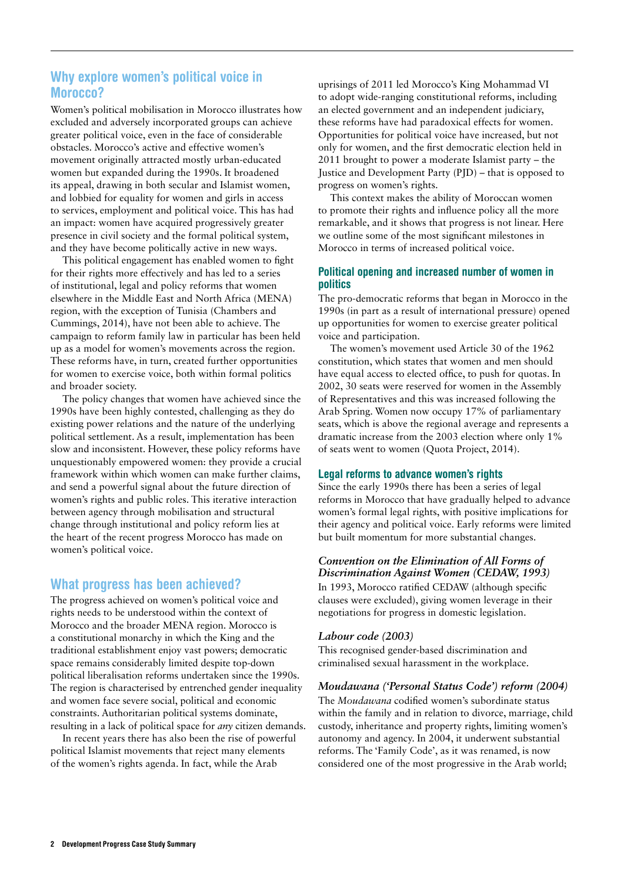## Why explore women's political voice in Morocco?

Women's political mobilisation in Morocco illustrates how excluded and adversely incorporated groups can achieve greater political voice, even in the face of considerable obstacles. Morocco's active and effective women's movement originally attracted mostly urban-educated women but expanded during the 1990s. It broadened its appeal, drawing in both secular and Islamist women, and lobbied for equality for women and girls in access to services, employment and political voice. This has had an impact: women have acquired progressively greater presence in civil society and the formal political system, and they have become politically active in new ways.

This political engagement has enabled women to fight for their rights more effectively and has led to a series of institutional, legal and policy reforms that women elsewhere in the Middle East and North Africa (MENA) region, with the exception of Tunisia (Chambers and Cummings, 2014), have not been able to achieve. The campaign to reform family law in particular has been held up as a model for women's movements across the region. These reforms have, in turn, created further opportunities for women to exercise voice, both within formal politics and broader society.

The policy changes that women have achieved since the 1990s have been highly contested, challenging as they do existing power relations and the nature of the underlying political settlement. As a result, implementation has been slow and inconsistent. However, these policy reforms have unquestionably empowered women: they provide a crucial framework within which women can make further claims, and send a powerful signal about the future direction of women's rights and public roles. This iterative interaction between agency through mobilisation and structural change through institutional and policy reform lies at the heart of the recent progress Morocco has made on women's political voice.

## What progress has been achieved?

The progress achieved on women's political voice and rights needs to be understood within the context of Morocco and the broader MENA region. Morocco is a constitutional monarchy in which the King and the traditional establishment enjoy vast powers; democratic space remains considerably limited despite top-down political liberalisation reforms undertaken since the 1990s. The region is characterised by entrenched gender inequality and women face severe social, political and economic constraints. Authoritarian political systems dominate, resulting in a lack of political space for *any* citizen demands.

In recent years there has also been the rise of powerful political Islamist movements that reject many elements of the women's rights agenda. In fact, while the Arab uprisings of 2011 led Morocco's King Mohammad VI to adopt wide-ranging constitutional reforms, including an elected government and an independent judiciary, these reforms have had paradoxical effects for women. Opportunities for political voice have increased, but not only for women, and the first democratic election held in 2011 brought to power a moderate Islamist party – the Justice and Development Party (PJD) – that is opposed to progress on women's rights.

This context makes the ability of Moroccan women to promote their rights and influence policy all the more remarkable, and it shows that progress is not linear. Here we outline some of the most significant milestones in Morocco in terms of increased political voice.

### Political opening and increased number of women in politics

The pro-democratic reforms that began in Morocco in the 1990s (in part as a result of international pressure) opened up opportunities for women to exercise greater political voice and participation.

The women's movement used Article 30 of the 1962 constitution, which states that women and men should have equal access to elected office, to push for quotas. In 2002, 30 seats were reserved for women in the Assembly of Representatives and this was increased following the Arab Spring. Women now occupy 17% of parliamentary seats, which is above the regional average and represents a dramatic increase from the 2003 election where only 1% of seats went to women (Quota Project, 2014).

### Legal reforms to advance women's rights

Since the early 1990s there has been a series of legal reforms in Morocco that have gradually helped to advance women's formal legal rights, with positive implications for their agency and political voice. Early reforms were limited but built momentum for more substantial changes.

#### *Convention on the Elimination of All Forms of Discrimination Against Women (CEDAW, 1993)*

In 1993, Morocco ratified CEDAW (although specific clauses were excluded), giving women leverage in their negotiations for progress in domestic legislation.

#### *Labour code (2003)*

This recognised gender-based discrimination and criminalised sexual harassment in the workplace.

#### *Moudawana ('Personal Status Code') reform (2004)*

The *Moudawana* codified women's subordinate status within the family and in relation to divorce, marriage, child custody, inheritance and property rights, limiting women's autonomy and agency. In 2004, it underwent substantial reforms. The 'Family Code', as it was renamed, is now considered one of the most progressive in the Arab world;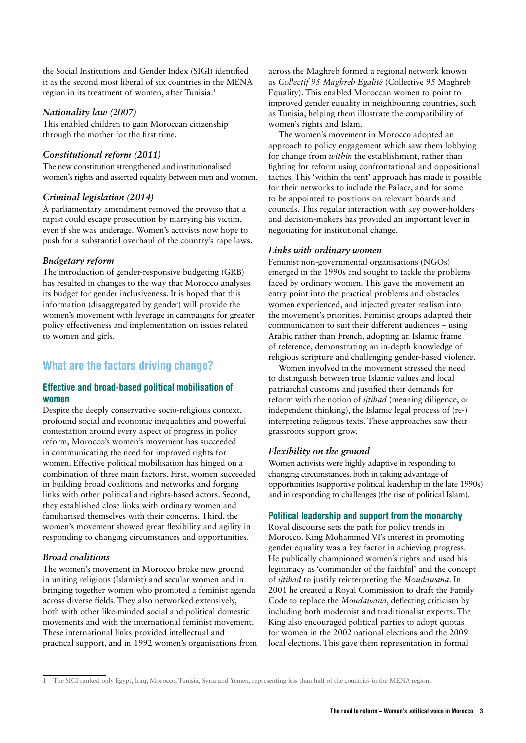the Social Institutions and Gender Index (SIGI) identified it as the second most liberal of six countries in the MENA region in its treatment of women, after Tunisia.[1]

*Nationality law (2007)*

This enabled children to gain Moroccan citizenship through the mother for the first time.

*Constitutional reform (2011)*

The new constitution strengthened and institutionalised women's rights and asserted equality between men and women.

*Criminal legislation (2014)*

A parliamentary amendment removed the proviso that a rapist could escape prosecution by marrying his victim, even if she was underage. Women's activists now hope to push for a substantial overhaul of the country's rape laws.

*Budgetary reform*

The introduction of gender-responsive budgeting (GRB) has resulted in changes to the way that Morocco analyses its budget for gender inclusiveness. It is hoped that this information (disaggregated by gender) will provide the women's movement with leverage in campaigns for greater policy effectiveness and implementation on issues related to women and girls.

## What are the factors driving change?

### Effective and broad-based political mobilisation of women

Despite the deeply conservative socio-religious context, profound social and economic inequalities and powerful contestation around every aspect of progress in policy reform, Morocco's women's movement has succeeded in communicating the need for improved rights for women. Effective political mobilisation has hinged on a combination of three main factors. First, women succeeded in building broad coalitions and networks and forging links with other political and rights-based actors. Second, they established close links with ordinary women and familiarised themselves with their concerns. Third, the women's movement showed great flexibility and agility in responding to changing circumstances and opportunities.

*Broad coalitions*

The women's movement in Morocco broke new ground in uniting religious (Islamist) and secular women and in bringing together women who promoted a feminist agenda across diverse fields. They also networked extensively, both with other like-minded social and political domestic movements and with the international feminist movement. These international links provided intellectual and practical support, and in 1992 women's organisations from across the Maghreb formed a regional network known as *Collectif 95 Maghreb Egalité* (Collective 95 Maghreb Equality). This enabled Moroccan women to point to improved gender equality in neighbouring countries, such as Tunisia, helping them illustrate the compatibility of women's rights and Islam.

The women's movement in Morocco adopted an approach to policy engagement which saw them lobbying for change from *within* the establishment, rather than fighting for reform using confrontational and oppositional tactics. This 'within the tent' approach has made it possible for their networks to include the Palace, and for some to be appointed to positions on relevant boards and councils. This regular interaction with key power-holders and decision-makers has provided an important lever in negotiating for institutional change.

*Links with ordinary women*

Feminist non-governmental organisations (NGOs) emerged in the 1990s and sought to tackle the problems faced by ordinary women. This gave the movement an entry point into the practical problems and obstacles women experienced, and injected greater realism into the movement's priorities. Feminist groups adapted their communication to suit their different audiences – using Arabic rather than French, adopting an Islamic frame of reference, demonstrating an in-depth knowledge of religious scripture and challenging gender-based violence.

Women involved in the movement stressed the need to distinguish between true Islamic values and local patriarchal customs and justified their demands for reform with the notion of *ijtihad* (meaning diligence, or independent thinking), the Islamic legal process of (re-) interpreting religious texts. These approaches saw their grassroots support grow.

*Flexibility on the ground*

Women activists were highly adaptive in responding to changing circumstances, both in taking advantage of opportunities (supportive political leadership in the late 1990s) and in responding to challenges (the rise of political Islam).

### Political leadership and support from the monarchy

Royal discourse sets the path for policy trends in Morocco. King Mohammed VI's interest in promoting gender equality was a key factor in achieving progress. He publically championed women's rights and used his legitimacy as 'commander of the faithful' and the concept of *ijtihad* to justify reinterpreting the *Moudawana*. In 2001 he created a Royal Commission to draft the Family Code to replace the *Moudawana*, deflecting criticism by including both modernist and traditionalist experts. The King also encouraged political parties to adopt quotas for women in the 2002 national elections and the 2009 local elections. This gave them representation in formal

[1] The SIGI ranked only Egypt, Iraq, Morocco, Tunisia, Syria and Yemen, representing less than half of the countries in the MENA region.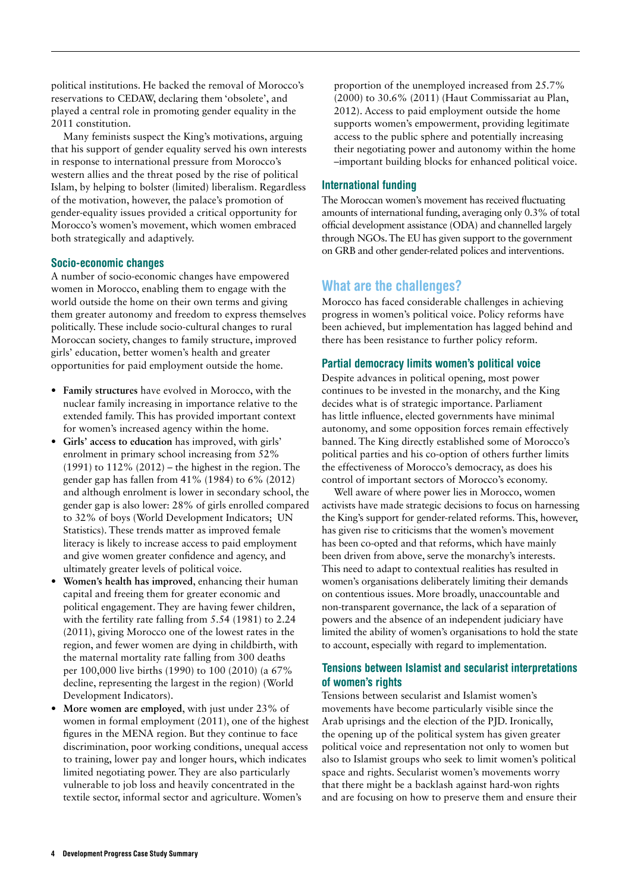political institutions. He backed the removal of Morocco's reservations to CEDAW, declaring them 'obsolete', and played a central role in promoting gender equality in the 2011 constitution.

Many feminists suspect the King's motivations, arguing that his support of gender equality served his own interests in response to international pressure from Morocco's western allies and the threat posed by the rise of political Islam, by helping to bolster (limited) liberalism. Regardless of the motivation, however, the palace's promotion of gender-equality issues provided a critical opportunity for Morocco's women's movement, which women embraced both strategically and adaptively.

### Socio-economic changes

A number of socio-economic changes have empowered women in Morocco, enabling them to engage with the world outside the home on their own terms and giving them greater autonomy and freedom to express themselves politically. These include socio-cultural changes to rural Moroccan society, changes to family structure, improved girls' education, better women's health and greater opportunities for paid employment outside the home.

- **Family structures** have evolved in Morocco, with the nuclear family increasing in importance relative to the extended family. This has provided important context for women's increased agency within the home.
- **Girls' access to education** has improved, with girls' enrolment in primary school increasing from 52% (1991) to 112% (2012) – the highest in the region. The gender gap has fallen from 41% (1984) to 6% (2012) and although enrolment is lower in secondary school, the gender gap is also lower: 28% of girls enrolled compared to 32% of boys (World Development Indicators; UN Statistics). These trends matter as improved female literacy is likely to increase access to paid employment and give women greater confidence and agency, and ultimately greater levels of political voice.
- **Women's health has improved**, enhancing their human capital and freeing them for greater economic and political engagement. They are having fewer children, with the fertility rate falling from 5.54 (1981) to 2.24 (2011), giving Morocco one of the lowest rates in the region, and fewer women are dying in childbirth, with the maternal mortality rate falling from 300 deaths per 100,000 live births (1990) to 100 (2010) (a 67% decline, representing the largest in the region) (World Development Indicators).
- **More women are employed**, with just under 23% of women in formal employment (2011), one of the highest figures in the MENA region. But they continue to face discrimination, poor working conditions, unequal access to training, lower pay and longer hours, which indicates limited negotiating power. They are also particularly vulnerable to job loss and heavily concentrated in the textile sector, informal sector and agriculture. Women's proportion of the unemployed increased from 25.7% (2000) to 30.6% (2011) (Haut Commissariat au Plan, 2012). Access to paid employment outside the home supports women's empowerment, providing legitimate access to the public sphere and potentially increasing their negotiating power and autonomy within the home –important building blocks for enhanced political voice.

### International funding

The Moroccan women's movement has received fluctuating amounts of international funding, averaging only 0.3% of total official development assistance (ODA) and channelled largely through NGOs. The EU has given support to the government on GRB and other gender-related polices and interventions.

## What are the challenges?

Morocco has faced considerable challenges in achieving progress in women's political voice. Policy reforms have been achieved, but implementation has lagged behind and there has been resistance to further policy reform.

### Partial democracy limits women's political voice

Despite advances in political opening, most power continues to be invested in the monarchy, and the King decides what is of strategic importance. Parliament has little influence, elected governments have minimal autonomy, and some opposition forces remain effectively banned. The King directly established some of Morocco's political parties and his co-option of others further limits the effectiveness of Morocco's democracy, as does his control of important sectors of Morocco's economy.

Well aware of where power lies in Morocco, women activists have made strategic decisions to focus on harnessing the King's support for gender-related reforms. This, however, has given rise to criticisms that the women's movement has been co-opted and that reforms, which have mainly been driven from above, serve the monarchy's interests. This need to adapt to contextual realities has resulted in women's organisations deliberately limiting their demands on contentious issues. More broadly, unaccountable and non-transparent governance, the lack of a separation of powers and the absence of an independent judiciary have limited the ability of women's organisations to hold the state to account, especially with regard to implementation.

### Tensions between Islamist and secularist interpretations of women's rights

Tensions between secularist and Islamist women's movements have become particularly visible since the Arab uprisings and the election of the PJD. Ironically, the opening up of the political system has given greater political voice and representation not only to women but also to Islamist groups who seek to limit women's political space and rights. Secularist women's movements worry that there might be a backlash against hard-won rights and are focusing on how to preserve them and ensure their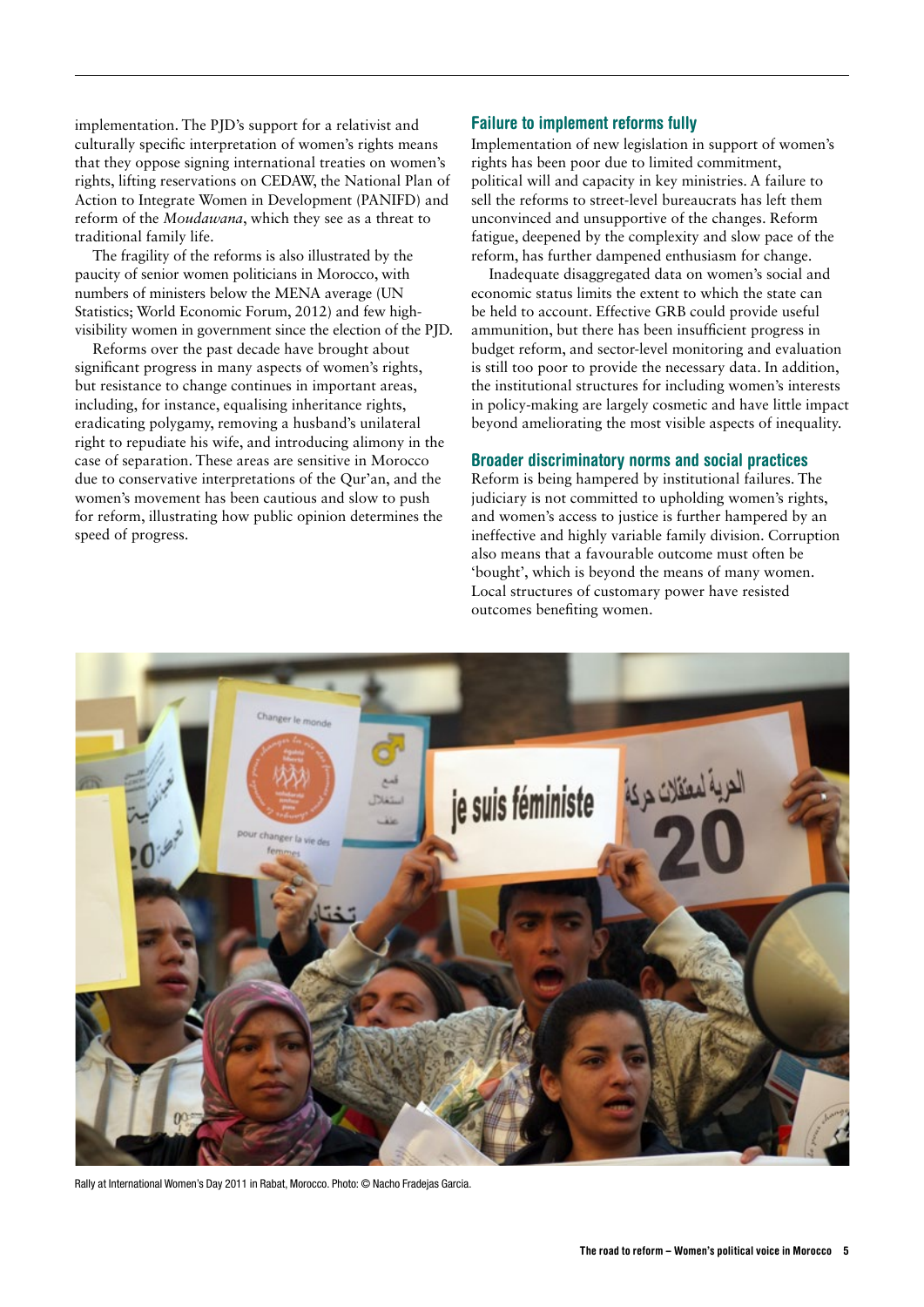implementation. The PJD's support for a relativist and culturally specific interpretation of women's rights means that they oppose signing international treaties on women's rights, lifting reservations on CEDAW, the National Plan of Action to Integrate Women in Development (PANIFD) and reform of the *Moudawana*, which they see as a threat to traditional family life.

The fragility of the reforms is also illustrated by the paucity of senior women politicians in Morocco, with numbers of ministers below the MENA average (UN Statistics; World Economic Forum, 2012) and few high-visibility women in government since the election of the PJD.

Reforms over the past decade have brought about significant progress in many aspects of women's rights, but resistance to change continues in important areas, including, for instance, equalising inheritance rights, eradicating polygamy, removing a husband's unilateral right to repudiate his wife, and introducing alimony in the case of separation. These areas are sensitive in Morocco due to conservative interpretations of the Qur'an, and the women's movement has been cautious and slow to push for reform, illustrating how public opinion determines the speed of progress.

### Failure to implement reforms fully

Implementation of new legislation in support of women's rights has been poor due to limited commitment, political will and capacity in key ministries. A failure to sell the reforms to street-level bureaucrats has left them unconvinced and unsupportive of the changes. Reform fatigue, deepened by the complexity and slow pace of the reform, has further dampened enthusiasm for change.

Inadequate disaggregated data on women's social and economic status limits the extent to which the state can be held to account. Effective GRB could provide useful ammunition, but there has been insufficient progress in budget reform, and sector-level monitoring and evaluation is still too poor to provide the necessary data. In addition, the institutional structures for including women's interests in policy-making are largely cosmetic and have little impact beyond ameliorating the most visible aspects of inequality.

### Broader discriminatory norms and social practices

Reform is being hampered by institutional failures. The judiciary is not committed to upholding women's rights, and women's access to justice is further hampered by an ineffective and highly variable family division. Corruption also means that a favourable outcome must often be 'bought', which is beyond the means of many women. Local structures of customary power have resisted outcomes benefiting women.

Rally at International Women's Day 2011 in Rabat, Morocco. Photo: © Nacho Fradejas Garcia.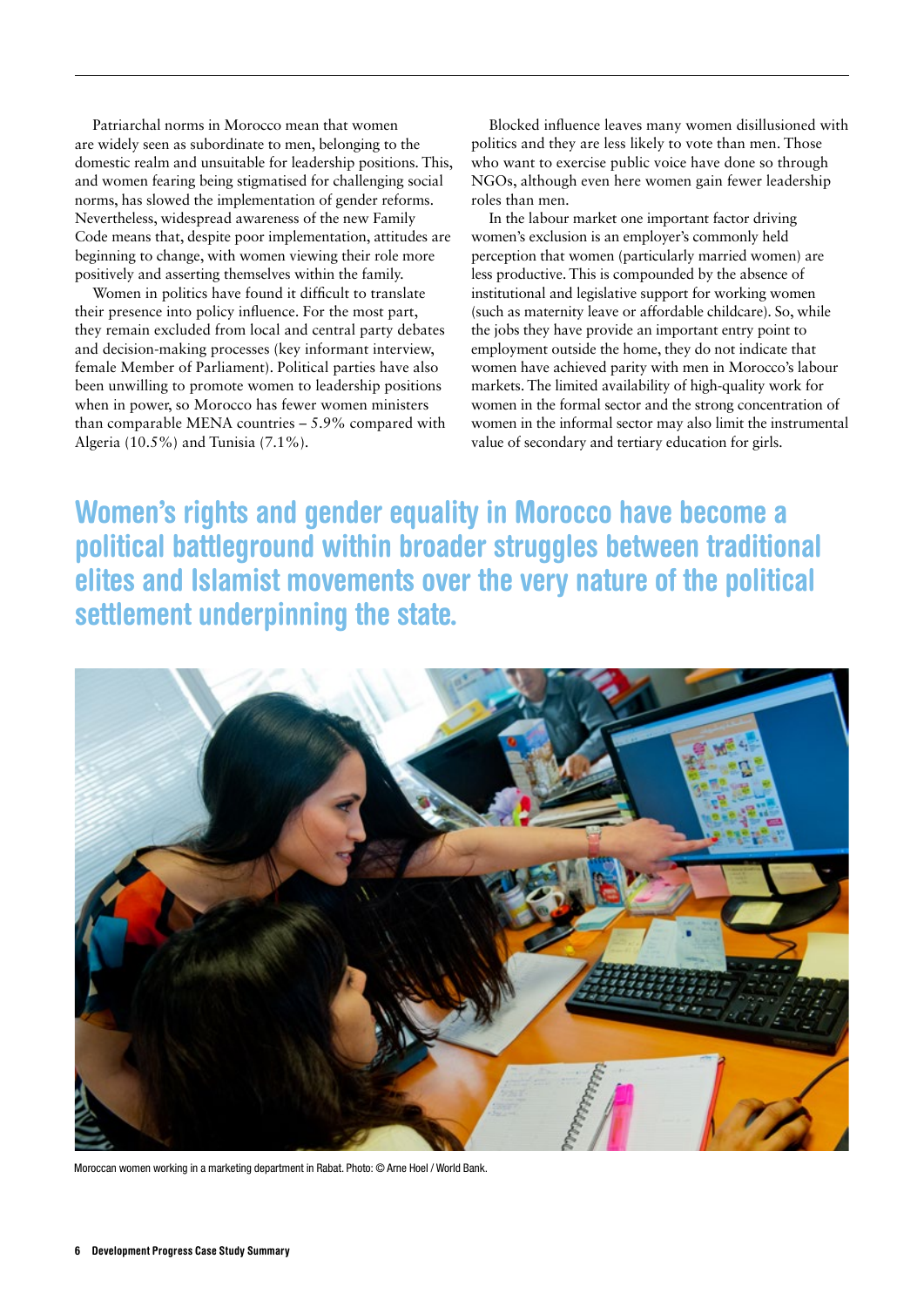Patriarchal norms in Morocco mean that women are widely seen as subordinate to men, belonging to the domestic realm and unsuitable for leadership positions. This, and women fearing being stigmatised for challenging social norms, has slowed the implementation of gender reforms. Nevertheless, widespread awareness of the new Family Code means that, despite poor implementation, attitudes are beginning to change, with women viewing their role more positively and asserting themselves within the family.

Women in politics have found it difficult to translate their presence into policy influence. For the most part, they remain excluded from local and central party debates and decision-making processes (key informant interview, female Member of Parliament). Political parties have also been unwilling to promote women to leadership positions when in power, so Morocco has fewer women ministers than comparable MENA countries – 5.9% compared with Algeria (10.5%) and Tunisia (7.1%).

Blocked influence leaves many women disillusioned with politics and they are less likely to vote than men. Those who want to exercise public voice have done so through NGOs, although even here women gain fewer leadership roles than men.

In the labour market one important factor driving women's exclusion is an employer's commonly held perception that women (particularly married women) are less productive. This is compounded by the absence of institutional and legislative support for working women (such as maternity leave or affordable childcare). So, while the jobs they have provide an important entry point to employment outside the home, they do not indicate that women have achieved parity with men in Morocco's labour markets. The limited availability of high-quality work for women in the formal sector and the strong concentration of women in the informal sector may also limit the instrumental value of secondary and tertiary education for girls.

**Women's rights and gender equality in Morocco have become a political battleground within broader struggles between traditional elites and Islamist movements over the very nature of the political settlement underpinning the state.**

Moroccan women working in a marketing department in Rabat. Photo: © Arne Hoel / World Bank.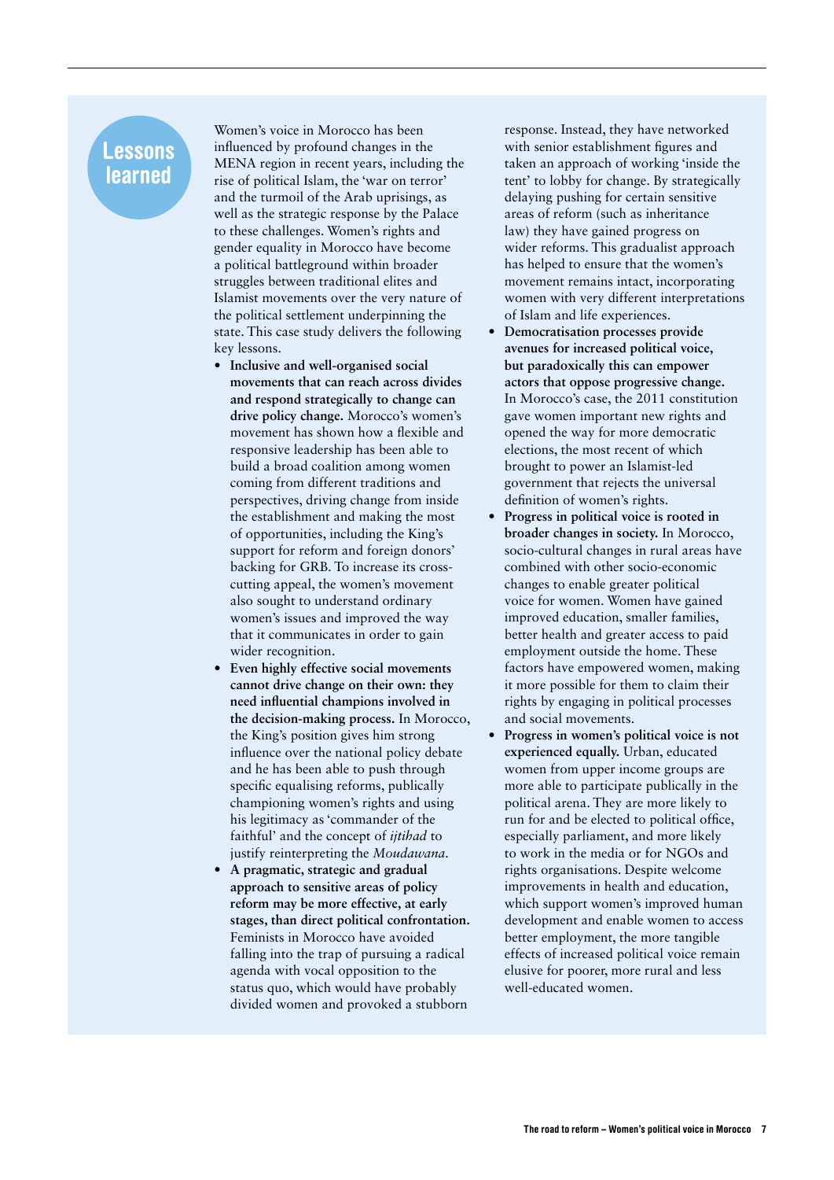## Lessons learned

Women's voice in Morocco has been influenced by profound changes in the MENA region in recent years, including the rise of political Islam, the 'war on terror' and the turmoil of the Arab uprisings, as well as the strategic response by the Palace to these challenges. Women's rights and gender equality in Morocco have become a political battleground within broader struggles between traditional elites and Islamist movements over the very nature of the political settlement underpinning the state. This case study delivers the following key lessons.

- **Inclusive and well-organised social movements that can reach across divides and respond strategically to change can drive policy change.** Morocco's women's movement has shown how a flexible and responsive leadership has been able to build a broad coalition among women coming from different traditions and perspectives, driving change from inside the establishment and making the most of opportunities, including the King's support for reform and foreign donors' backing for GRB. To increase its cross-cutting appeal, the women's movement also sought to understand ordinary women's issues and improved the way that it communicates in order to gain wider recognition.
- **Even highly effective social movements cannot drive change on their own: they need influential champions involved in the decision-making process.** In Morocco, the King's position gives him strong influence over the national policy debate and he has been able to push through specific equalising reforms, publically championing women's rights and using his legitimacy as 'commander of the faithful' and the concept of *ijtihad* to justify reinterpreting the *Moudawana*.
- **A pragmatic, strategic and gradual approach to sensitive areas of policy reform may be more effective, at early stages, than direct political confrontation.** Feminists in Morocco have avoided falling into the trap of pursuing a radical agenda with vocal opposition to the status quo, which would have probably divided women and provoked a stubborn response. Instead, they have networked with senior establishment figures and taken an approach of working 'inside the tent' to lobby for change. By strategically delaying pushing for certain sensitive areas of reform (such as inheritance law) they have gained progress on wider reforms. This gradualist approach has helped to ensure that the women's movement remains intact, incorporating women with very different interpretations of Islam and life experiences.
- **Democratisation processes provide avenues for increased political voice, but paradoxically this can empower actors that oppose progressive change.** In Morocco's case, the 2011 constitution gave women important new rights and opened the way for more democratic elections, the most recent of which brought to power an Islamist-led government that rejects the universal definition of women's rights.
- **Progress in political voice is rooted in broader changes in society.** In Morocco, socio-cultural changes in rural areas have combined with other socio-economic changes to enable greater political voice for women. Women have gained improved education, smaller families, better health and greater access to paid employment outside the home. These factors have empowered women, making it more possible for them to claim their rights by engaging in political processes and social movements.
- **Progress in women's political voice is not experienced equally.** Urban, educated women from upper income groups are more able to participate publicly in the political arena. They are more likely to run for and be elected to political office, especially parliament, and more likely to work in the media or for NGOs and rights organisations. Despite welcome improvements in health and education, which support women's improved human development and enable women to access better employment, the more tangible effects of increased political voice remain elusive for poorer, more rural and less well-educated women.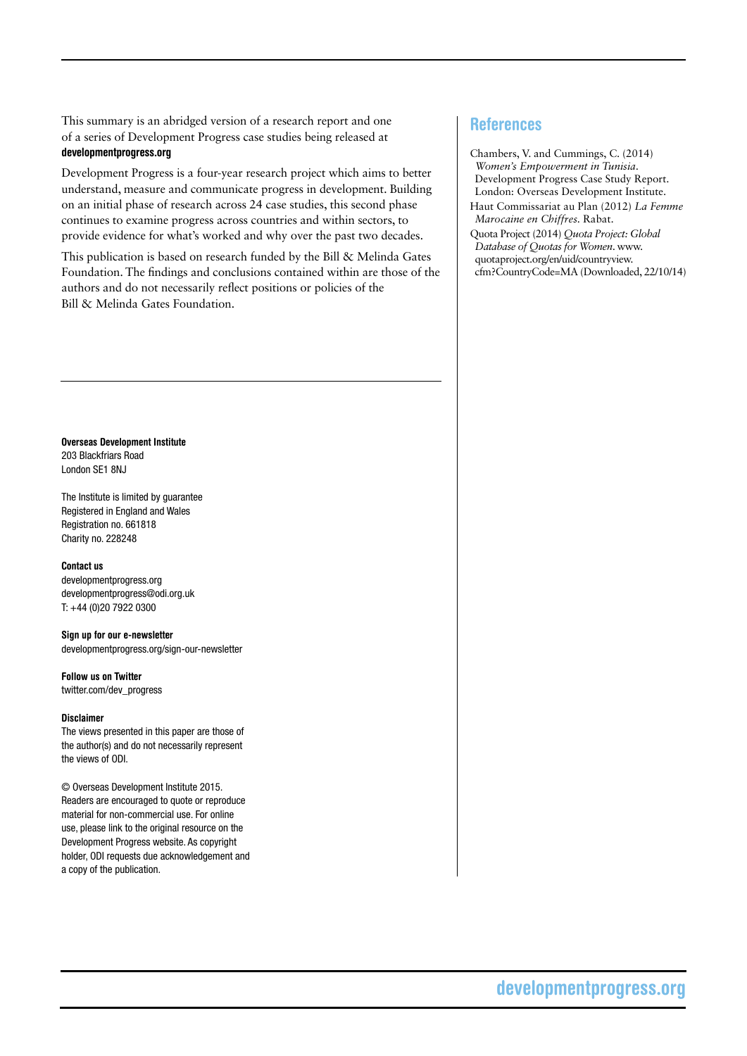This summary is an abridged version of a research report and one of a series of Development Progress case studies being released at **developmentprogress.org**

Development Progress is a four-year research project which aims to better understand, measure and communicate progress in development. Building on an initial phase of research across 24 case studies, this second phase continues to examine progress across countries and within sectors, to provide evidence for what's worked and why over the past two decades.

This publication is based on research funded by the Bill & Melinda Gates Foundation. The findings and conclusions contained within are those of the authors and do not necessarily reflect positions or policies of the Bill & Melinda Gates Foundation.

## References

Chambers, V. and Cummings, C. (2014) *Women's Empowerment in Tunisia*. Development Progress Case Study Report. London: Overseas Development Institute.

Haut Commissariat au Plan (2012) *La Femme Marocaine en Chiffres*. Rabat.

Quota Project (2014) *Quota Project: Global Database of Quotas for Women*. www.quotaproject.org/en/uid/countryview.cfm?CountryCode=MA (Downloaded, 22/10/14)

**Overseas Development Institute**
203 Blackfriars Road
London SE1 8NJ

The Institute is limited by guarantee
Registered in England and Wales
Registration no. 661818
Charity no. 228248

**Contact us**
developmentprogress.org
developmentprogress@odi.org.uk
T: +44 (0)20 7922 0300

**Sign up for our e-newsletter**
developmentprogress.org/sign-our-newsletter

**Follow us on Twitter**
twitter.com/dev_progress

**Disclaimer**
The views presented in this paper are those of the author(s) and do not necessarily represent the views of ODI.

© Overseas Development Institute 2015. Readers are encouraged to quote or reproduce material for non-commercial use. For online use, please link to the original resource on the Development Progress website. As copyright holder, ODI requests due acknowledgement and a copy of the publication.

**developmentprogress.org**